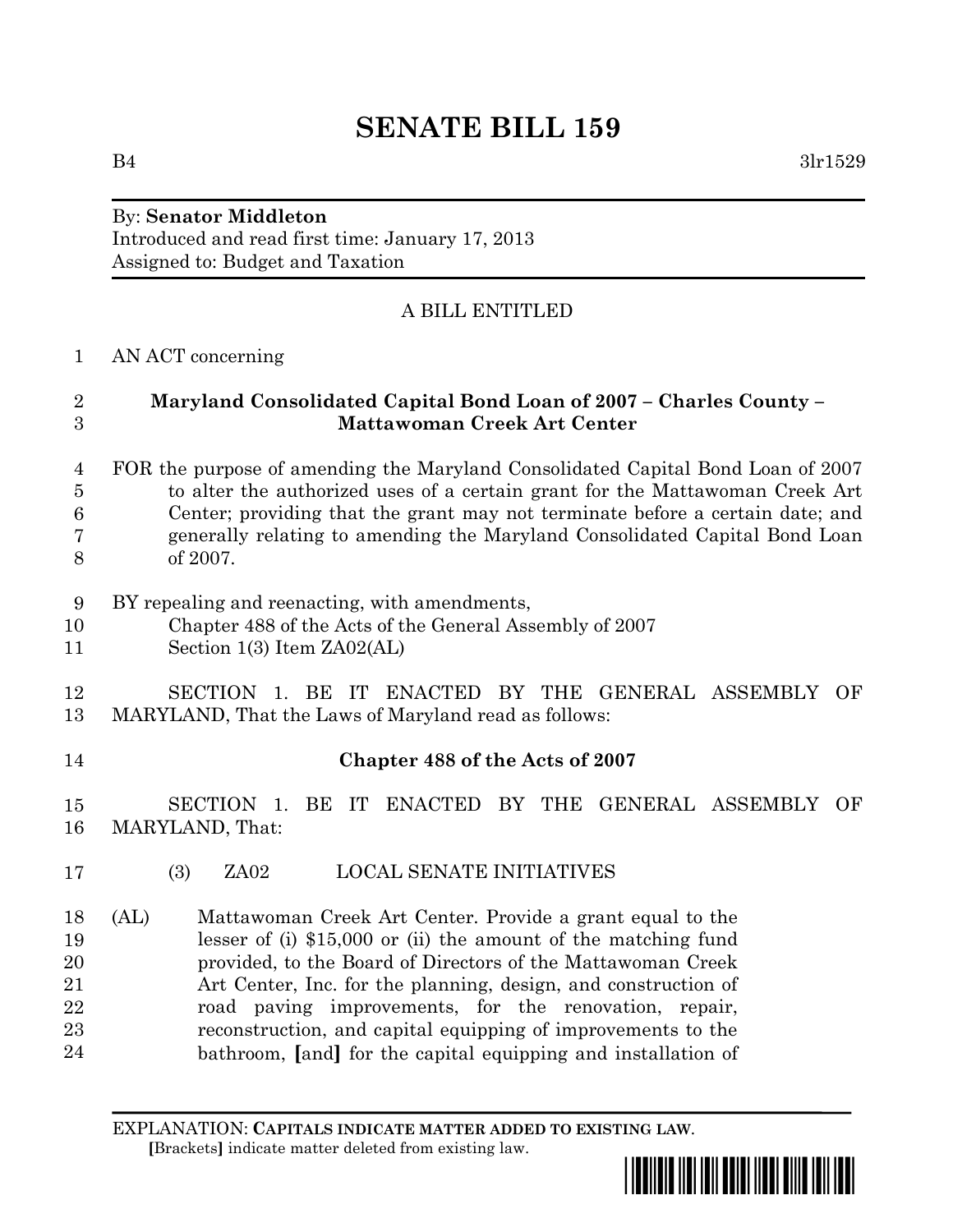# SENATE BILL 159

B4 3lr1529

By: **Senator Middleton**
Introduced and read first time: January 17, 2013
Assigned to: Budget and Taxation

A BILL ENTITLED

1 AN ACT concerning

2 **Maryland Consolidated Capital Bond Loan of 2007 – Charles County –**
3 **Mattawoman Creek Art Center**

4 FOR the purpose of amending the Maryland Consolidated Capital Bond Loan of 2007
5 to alter the authorized uses of a certain grant for the Mattawoman Creek Art
6 Center; providing that the grant may not terminate before a certain date; and
7 generally relating to amending the Maryland Consolidated Capital Bond Loan
8 of 2007.

9 BY repealing and reenacting, with amendments,
10 Chapter 488 of the Acts of the General Assembly of 2007
11 Section 1(3) Item ZA02(AL)

12 SECTION 1. BE IT ENACTED BY THE GENERAL ASSEMBLY OF
13 MARYLAND, That the Laws of Maryland read as follows:

14 **Chapter 488 of the Acts of 2007**

15 SECTION 1. BE IT ENACTED BY THE GENERAL ASSEMBLY OF
16 MARYLAND, That:

17 (3) ZA02 LOCAL SENATE INITIATIVES

18 (AL) Mattawoman Creek Art Center. Provide a grant equal to the
19 lesser of (i) $15,000 or (ii) the amount of the matching fund
20 provided, to the Board of Directors of the Mattawoman Creek
21 Art Center, Inc. for the planning, design, and construction of
22 road paving improvements, for the renovation, repair,
23 reconstruction, and capital equipping of improvements to the
24 bathroom, **[**and**]** for the capital equipping and installation of

EXPLANATION: **CAPITALS INDICATE MATTER ADDED TO EXISTING LAW.**
**[**Brackets**]** indicate matter deleted from existing law.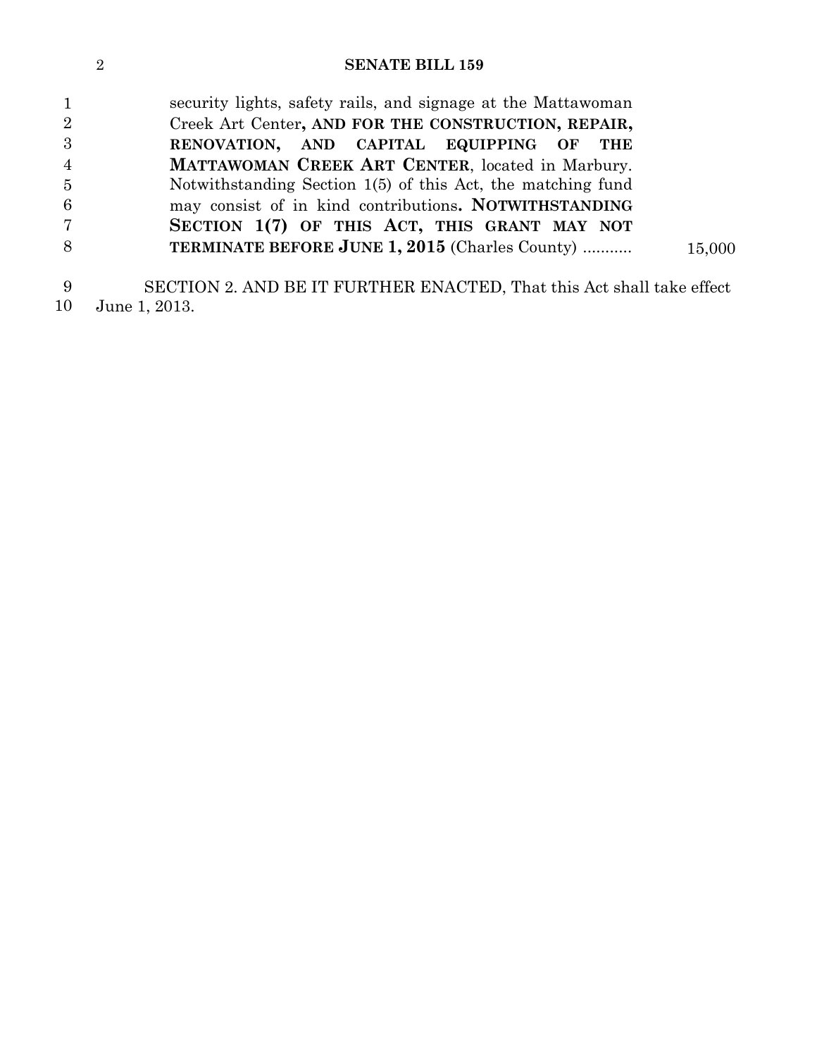security lights, safety rails, and signage at the Mattawoman Creek Art Center**, AND FOR THE CONSTRUCTION, REPAIR, RENOVATION, AND CAPITAL EQUIPPING OF THE MATTAWOMAN CREEK ART CENTER**, located in Marbury. Notwithstanding Section 1(5) of this Act, the matching fund may consist of in kind contributions**. NOTWITHSTANDING SECTION 1(7) OF THIS ACT, THIS GRANT MAY NOT TERMINATE BEFORE JUNE 1, 2015** (Charles County) .......... 15,000

SECTION 2. AND BE IT FURTHER ENACTED, That this Act shall take effect June 1, 2013.